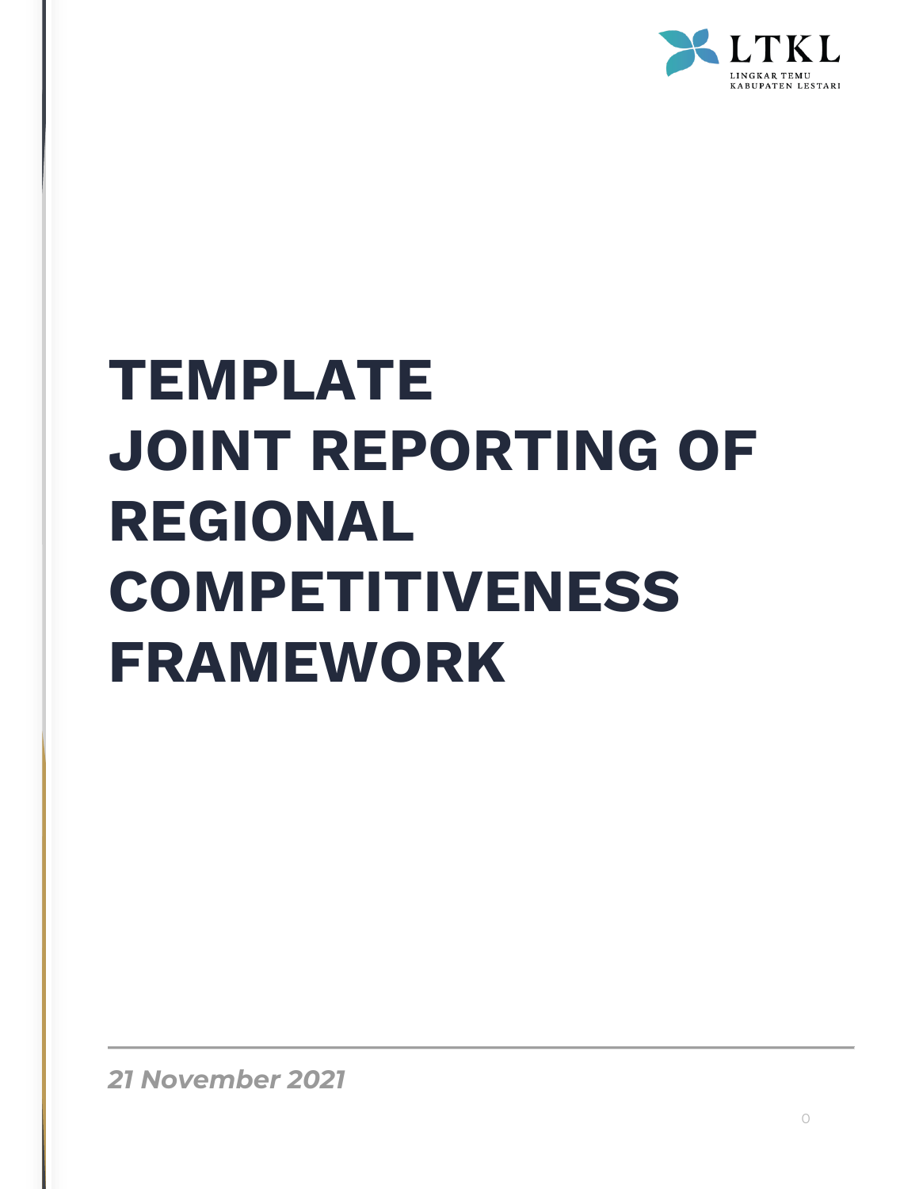LTKL

LINGKAR TEMU KABUPATEN LESTARI

# TEMPLATE JOINT REPORTING OF REGIONAL COMPETITIVENESS FRAMEWORK

*21 November 2021*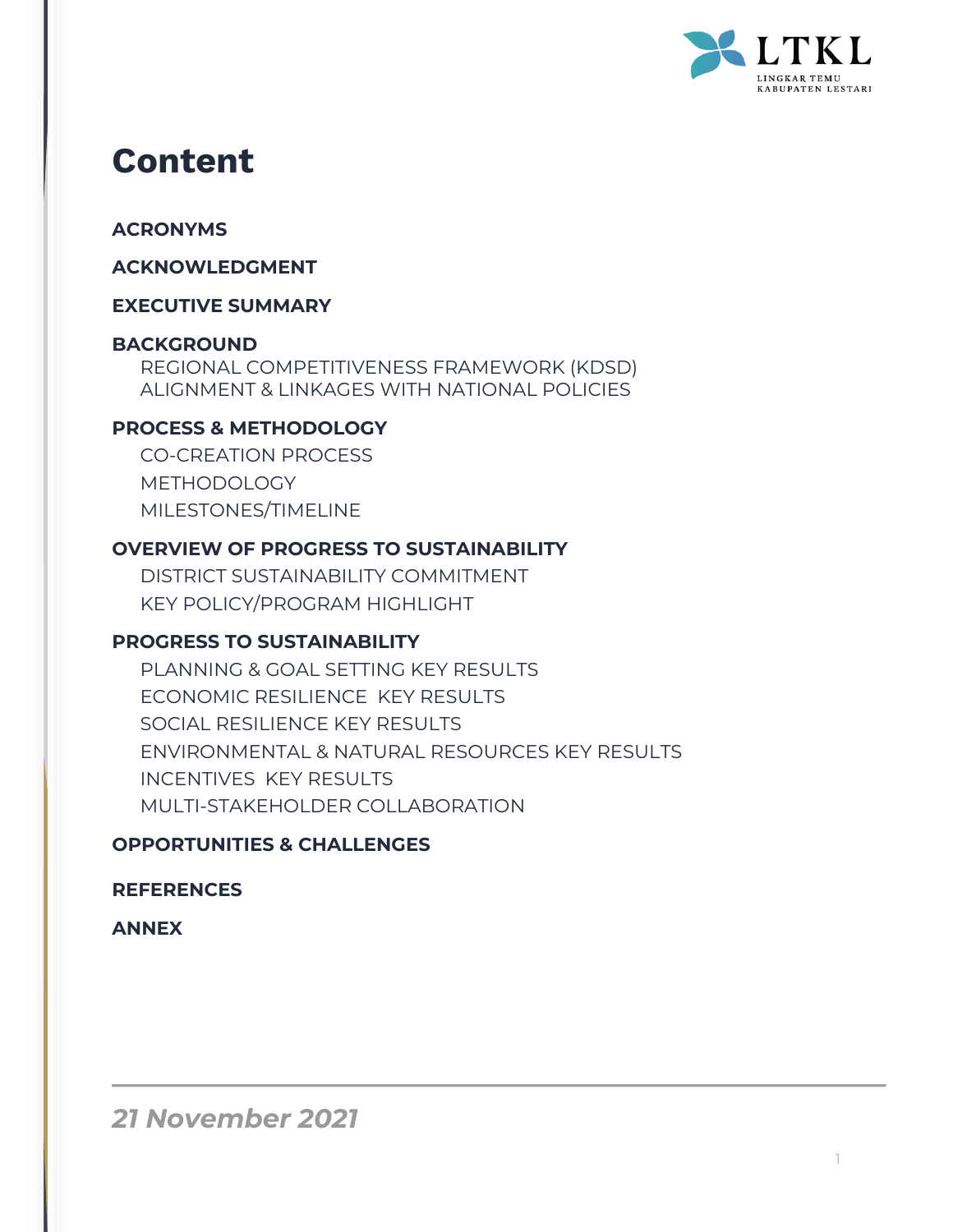# Content

**ACRONYMS**

**ACKNOWLEDGMENT**

**EXECUTIVE SUMMARY**

**BACKGROUND**

- REGIONAL COMPETITIVENESS FRAMEWORK (KDSD)
- ALIGNMENT & LINKAGES WITH NATIONAL POLICIES

**PROCESS & METHODOLOGY**

- CO-CREATION PROCESS
- METHODOLOGY
- MILESTONES/TIMELINE

**OVERVIEW OF PROGRESS TO SUSTAINABILITY**

- DISTRICT SUSTAINABILITY COMMITMENT
- KEY POLICY/PROGRAM HIGHLIGHT

**PROGRESS TO SUSTAINABILITY**

- PLANNING & GOAL SETTING KEY RESULTS
- ECONOMIC RESILIENCE KEY RESULTS
- SOCIAL RESILIENCE KEY RESULTS
- ENVIRONMENTAL & NATURAL RESOURCES KEY RESULTS
- INCENTIVES KEY RESULTS
- MULTI-STAKEHOLDER COLLABORATION

**OPPORTUNITIES & CHALLENGES**

**REFERENCES**

**ANNEX**

***21 November 2021***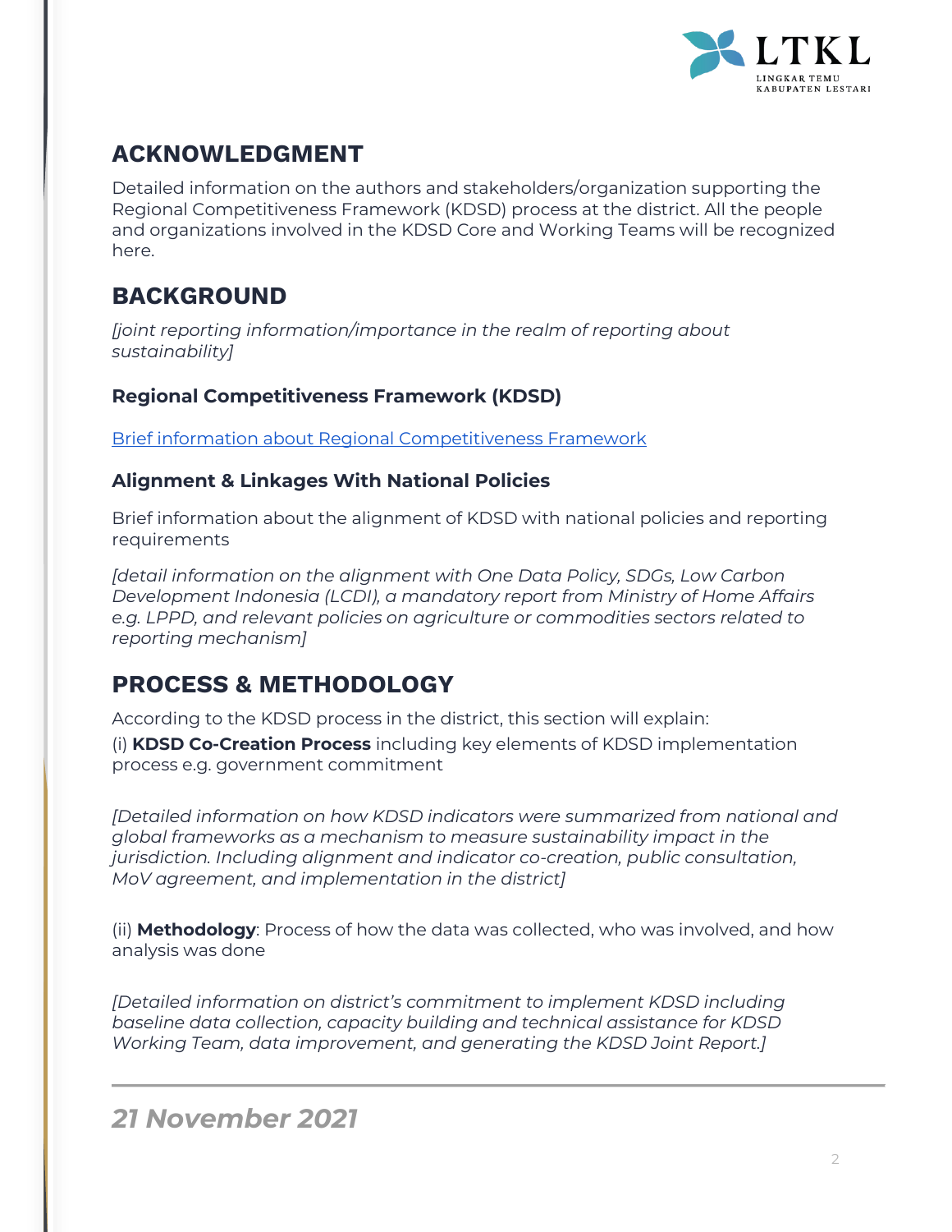## ACKNOWLEDGMENT

Detailed information on the authors and stakeholders/organization supporting the Regional Competitiveness Framework (KDSD) process at the district. All the people and organizations involved in the KDSD Core and Working Teams will be recognized here.

## BACKGROUND

*[joint reporting information/importance in the realm of reporting about sustainability]*

### Regional Competitiveness Framework (KDSD)

Brief information about Regional Competitiveness Framework

### Alignment & Linkages With National Policies

Brief information about the alignment of KDSD with national policies and reporting requirements

*[detail information on the alignment with One Data Policy, SDGs, Low Carbon Development Indonesia (LCDI), a mandatory report from Ministry of Home Affairs e.g. LPPD, and relevant policies on agriculture or commodities sectors related to reporting mechanism]*

## PROCESS & METHODOLOGY

According to the KDSD process in the district, this section will explain:

(i) **KDSD Co-Creation Process** including key elements of KDSD implementation process e.g. government commitment

*[Detailed information on how KDSD indicators were summarized from national and global frameworks as a mechanism to measure sustainability impact in the jurisdiction. Including alignment and indicator co-creation, public consultation, MoV agreement, and implementation in the district]*

(ii) **Methodology**: Process of how the data was collected, who was involved, and how analysis was done

*[Detailed information on district's commitment to implement KDSD including baseline data collection, capacity building and technical assistance for KDSD Working Team, data improvement, and generating the KDSD Joint Report.]*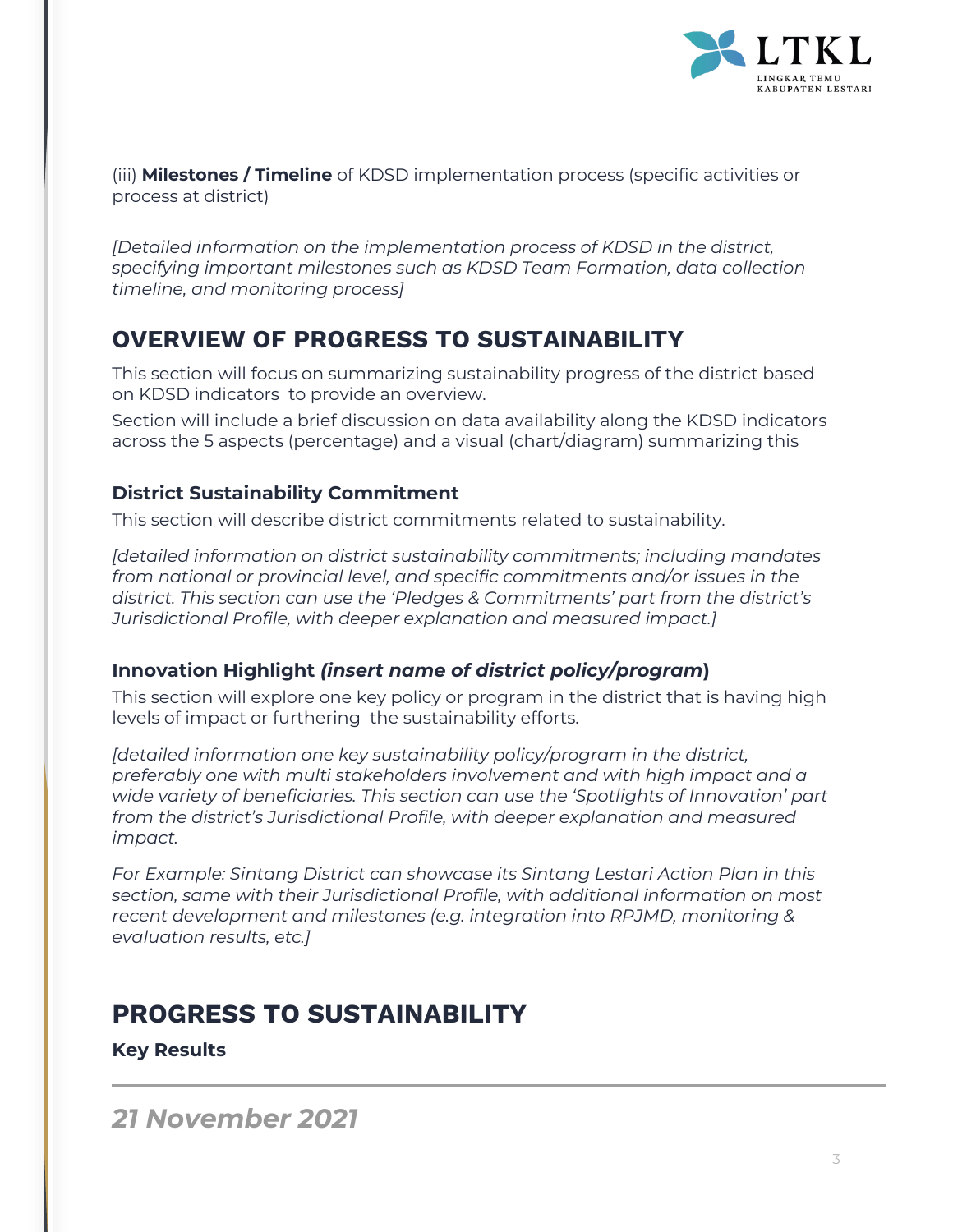(iii) **Milestones / Timeline** of KDSD implementation process (specific activities or process at district)

*[Detailed information on the implementation process of KDSD in the district, specifying important milestones such as KDSD Team Formation, data collection timeline, and monitoring process]*

## OVERVIEW OF PROGRESS TO SUSTAINABILITY

This section will focus on summarizing sustainability progress of the district based on KDSD indicators to provide an overview.

Section will include a brief discussion on data availability along the KDSD indicators across the 5 aspects (percentage) and a visual (chart/diagram) summarizing this

### District Sustainability Commitment

This section will describe district commitments related to sustainability.

*[detailed information on district sustainability commitments; including mandates from national or provincial level, and specific commitments and/or issues in the district. This section can use the 'Pledges & Commitments' part from the district's Jurisdictional Profile, with deeper explanation and measured impact.]*

### Innovation Highlight *(insert name of district policy/program)*

This section will explore one key policy or program in the district that is having high levels of impact or furthering the sustainability efforts.

*[detailed information one key sustainability policy/program in the district, preferably one with multi stakeholders involvement and with high impact and a wide variety of beneficiaries. This section can use the 'Spotlights of Innovation' part from the district's Jurisdictional Profile, with deeper explanation and measured impact.*

*For Example: Sintang District can showcase its Sintang Lestari Action Plan in this section, same with their Jurisdictional Profile, with additional information on most recent development and milestones (e.g. integration into RPJMD, monitoring & evaluation results, etc.]*

## PROGRESS TO SUSTAINABILITY

**Key Results**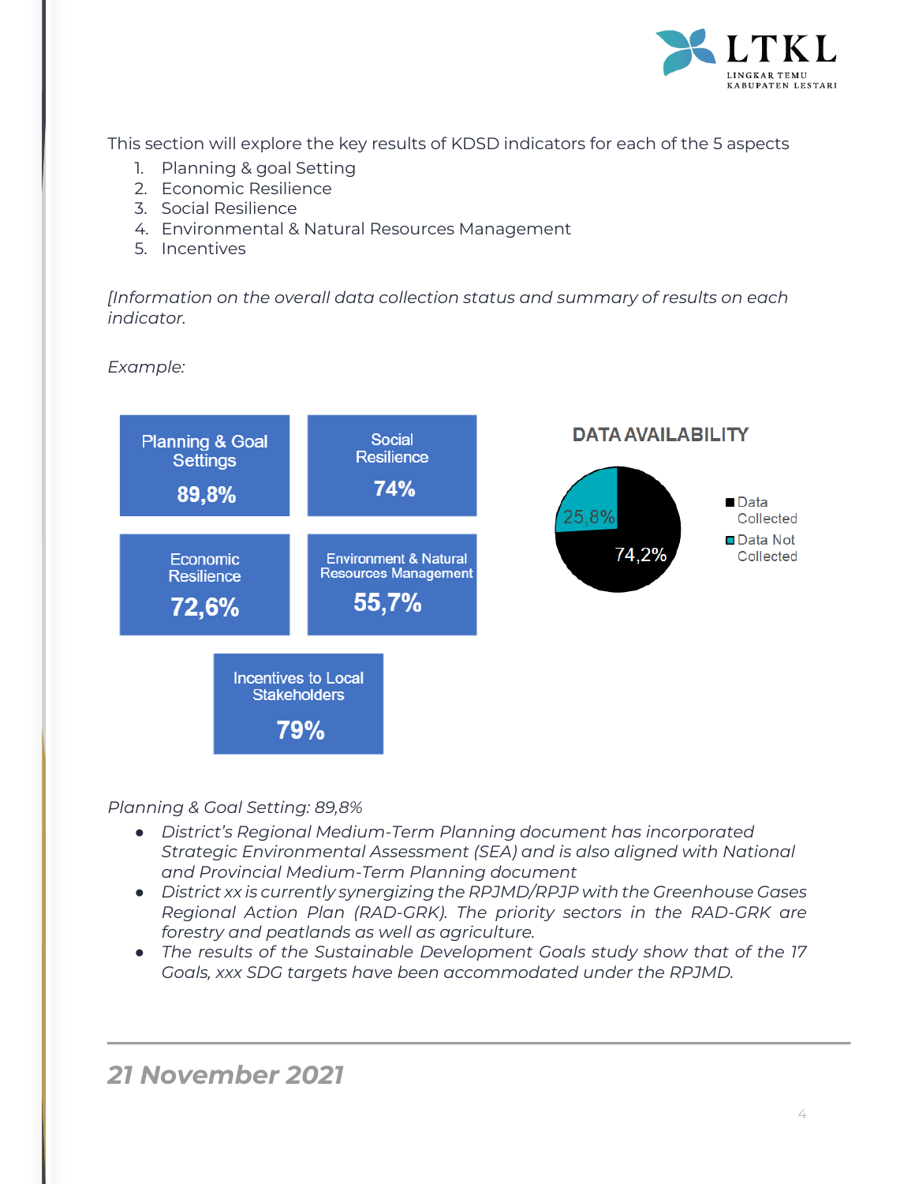This section will explore the key results of KDSD indicators for each of the 5 aspects

1. Planning & goal Setting
2. Economic Resilience
3. Social Resilience
4. Environmental & Natural Resources Management
5. Incentives

*[Information on the overall data collection status and summary of results on each indicator.*

*Example:*

| Planning & Goal Settings | Social Resilience |
| --- | --- |
| **89,8%** | **74%** |
| **Economic Resilience** | **Environment & Natural Resources Management** |
| **72,6%** | **55,7%** |
| **Incentives to Local Stakeholders** | |
| **79%** | |

**DATA AVAILABILITY**

- Data Collected: 74,2%
- Data Not Collected: 25,8%

*Planning & Goal Setting: 89,8%*

- *District's Regional Medium-Term Planning document has incorporated Strategic Environmental Assessment (SEA) and is also aligned with National and Provincial Medium-Term Planning document*
- *District xx is currently synergizing the RPJMD/RPJP with the Greenhouse Gases Regional Action Plan (RAD-GRK). The priority sectors in the RAD-GRK are forestry and peatlands as well as agriculture.*
- *The results of the Sustainable Development Goals study show that of the 17 Goals, xxx SDG targets have been accommodated under the RPJMD.*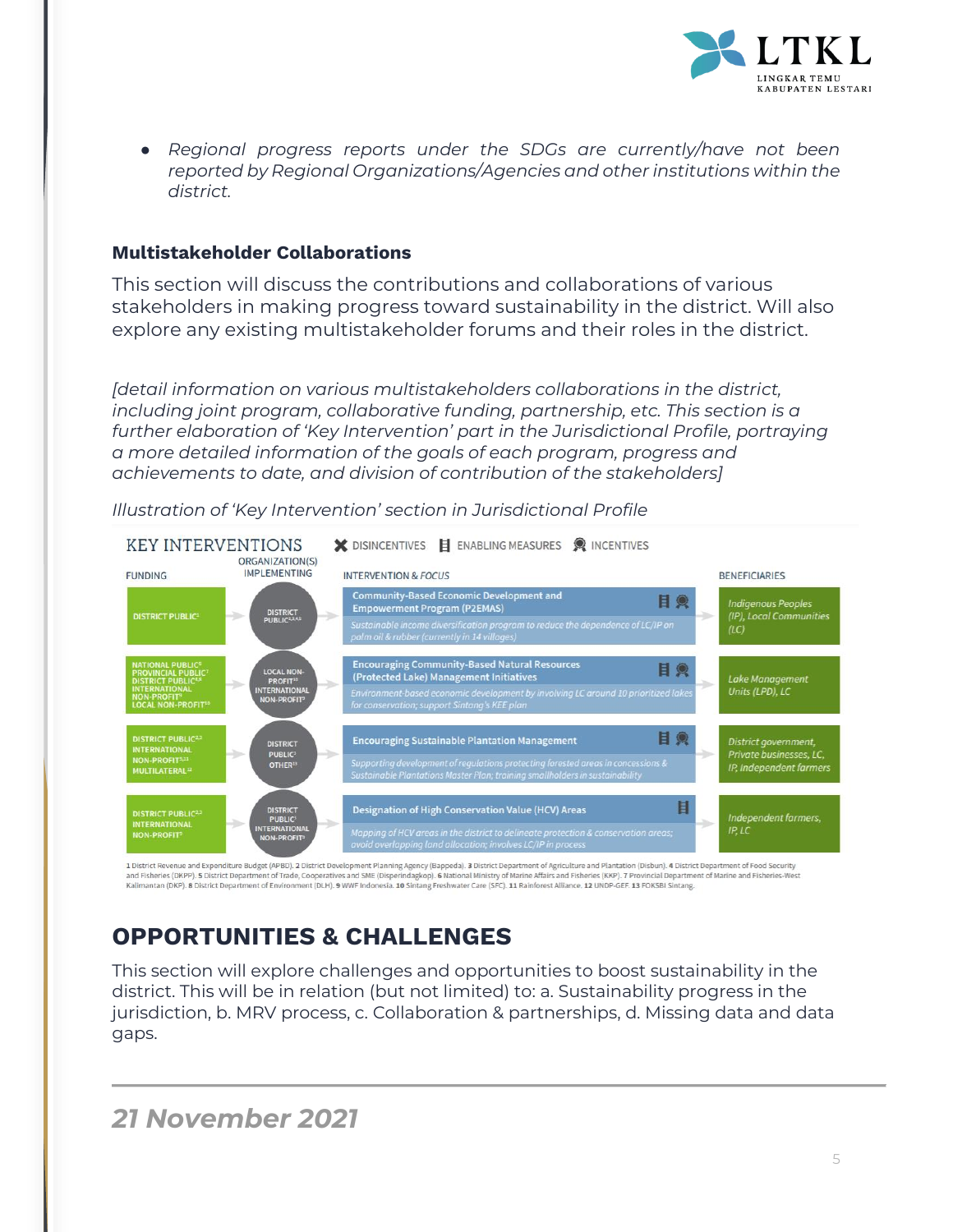- *Regional progress reports under the SDGs are currently/have not been reported by Regional Organizations/Agencies and other institutions within the district.*

### Multistakeholder Collaborations

This section will discuss the contributions and collaborations of various stakeholders in making progress toward sustainability in the district. Will also explore any existing multistakeholder forums and their roles in the district.

*[detail information on various multistakeholders collaborations in the district, including joint program, collaborative funding, partnership, etc. This section is a further elaboration of 'Key Intervention' part in the Jurisdictional Profile, portraying a more detailed information of the goals of each program, progress and achievements to date, and division of contribution of the stakeholders]*

*Illustration of 'Key Intervention' section in Jurisdictional Profile*

KEY INTERVENTIONS — DISINCENTIVES | ENABLING MEASURES | INCENTIVES

| FUNDING | ORGANIZATION(S) IMPLEMENTING | INTERVENTION & *FOCUS* | BENEFICIARIES |
|---|---|---|---|
| DISTRICT PUBLIC[1] | DISTRICT PUBLIC[2,3,4,5] | Community-Based Economic Development and Empowerment Program (P2EMAS) — *Sustainable income diversification program to reduce the dependence of LC/IP on palm oil & rubber (currently in 14 villages)* | *Indigenous Peoples (IP), Local Communities (LC)* |
| NATIONAL PUBLIC[6] PROVINCIAL PUBLIC[7] DISTRICT PUBLIC[4,8] INTERNATIONAL NON-PROFIT[9] LOCAL NON-PROFIT[10] | LOCAL NON-PROFIT[10] INTERNATIONAL NON-PROFIT[9] | Encouraging Community-Based Natural Resources (Protected Lake) Management Initiatives — *Environment-based economic development by involving LC around 10 prioritized lakes for conservation; support Sintang's KEE plan* | *Lake Management Units (LPD), LC* |
| DISTRICT PUBLIC[2,3] INTERNATIONAL NON-PROFIT[9,11] MULTILATERAL[12] | DISTRICT PUBLIC[3] OTHER[13] | Encouraging Sustainable Plantation Management — *Supporting development of regulations protecting forested areas in concessions & Sustainable Plantations Master Plan; training smallholders in sustainability* | *District government, Private businesses, LC, IP, independent farmers* |
| DISTRICT PUBLIC[2,3] INTERNATIONAL NON-PROFIT[9] | DISTRICT PUBLIC[2] INTERNATIONAL NON-PROFIT[9] | Designation of High Conservation Value (HCV) Areas — *Mapping of HCV areas in the district to delineate protection & conservation areas; avoid overlapping land allocation; involves LC/IP in process* | *Independent farmers, IP, LC* |

1 District Revenue and Expenditure Budget (APBD). 2 District Development Planning Agency (Bappeda). 3 District Department of Agriculture and Plantation (Disbun). 4 District Department of Food Security and Fisheries (DKPP). 5 District Department of Trade, Cooperatives and SME (Disperindagkop). 6 National Ministry of Marine Affairs and Fisheries (KKP). 7 Provincial Department of Marine and Fisheries-West Kalimantan (DKP). 8 District Department of Environment (DLH). 9 WWF Indonesia. 10 Sintang Freshwater Care (SFC). 11 Rainforest Alliance. 12 UNDP-GEF. 13 FOKSBI Sintang.

## OPPORTUNITIES & CHALLENGES

This section will explore challenges and opportunities to boost sustainability in the district. This will be in relation (but not limited) to: a. Sustainability progress in the jurisdiction, b. MRV process, c. Collaboration & partnerships, d. Missing data and data gaps.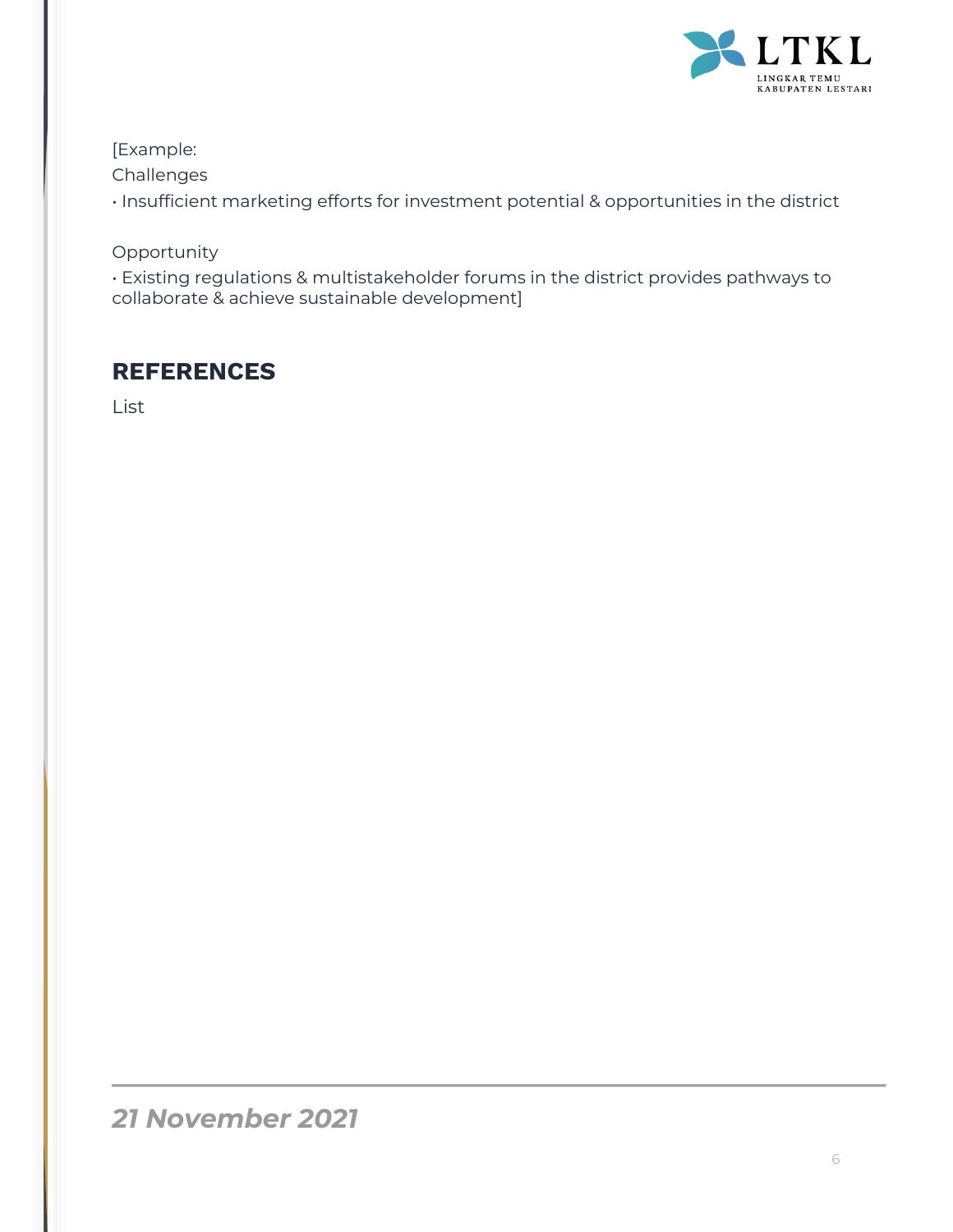[Example:

Challenges

• Insufficient marketing efforts for investment potential & opportunities in the district

Opportunity

• Existing regulations & multistakeholder forums in the district provides pathways to collaborate & achieve sustainable development]

## REFERENCES

List

*21 November 2021*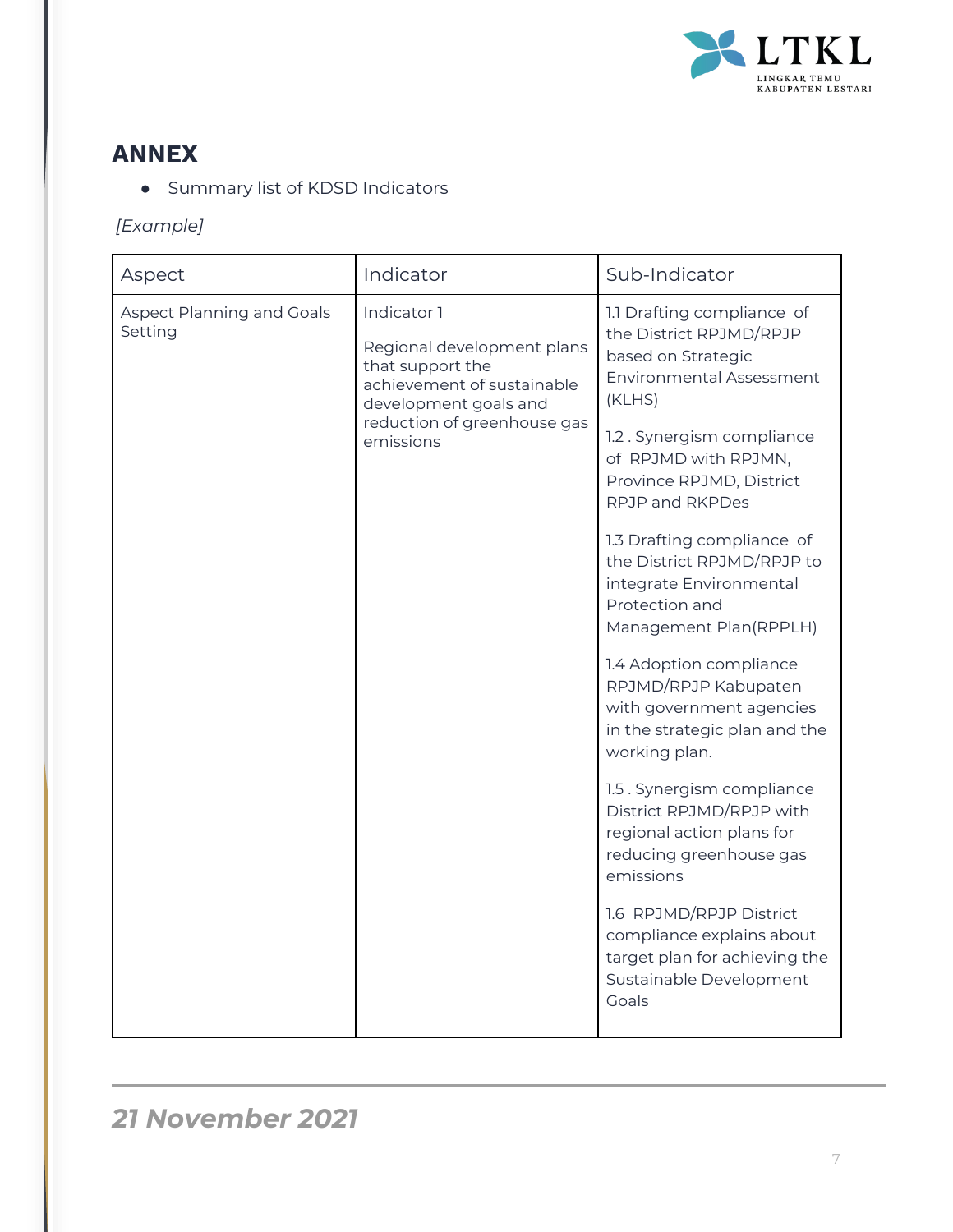## ANNEX

- Summary list of KDSD Indicators

*[Example]*

| Aspect | Indicator | Sub-Indicator |
|---|---|---|
| Aspect Planning and Goals Setting | Indicator 1<br><br>Regional development plans that support the achievement of sustainable development goals and reduction of greenhouse gas emissions | 1.1 Drafting compliance of the District RPJMD/RPJP based on Strategic Environmental Assessment (KLHS)<br><br>1.2 . Synergism compliance of RPJMD with RPJMN, Province RPJMD, District RPJP and RKPDes<br><br>1.3 Drafting compliance of the District RPJMD/RPJP to integrate Environmental Protection and Management Plan(RPPLH)<br><br>1.4 Adoption compliance RPJMD/RPJP Kabupaten with government agencies in the strategic plan and the working plan.<br><br>1.5 . Synergism compliance District RPJMD/RPJP with regional action plans for reducing greenhouse gas emissions<br><br>1.6 RPJMD/RPJP District compliance explains about target plan for achieving the Sustainable Development Goals |

*21 November 2021*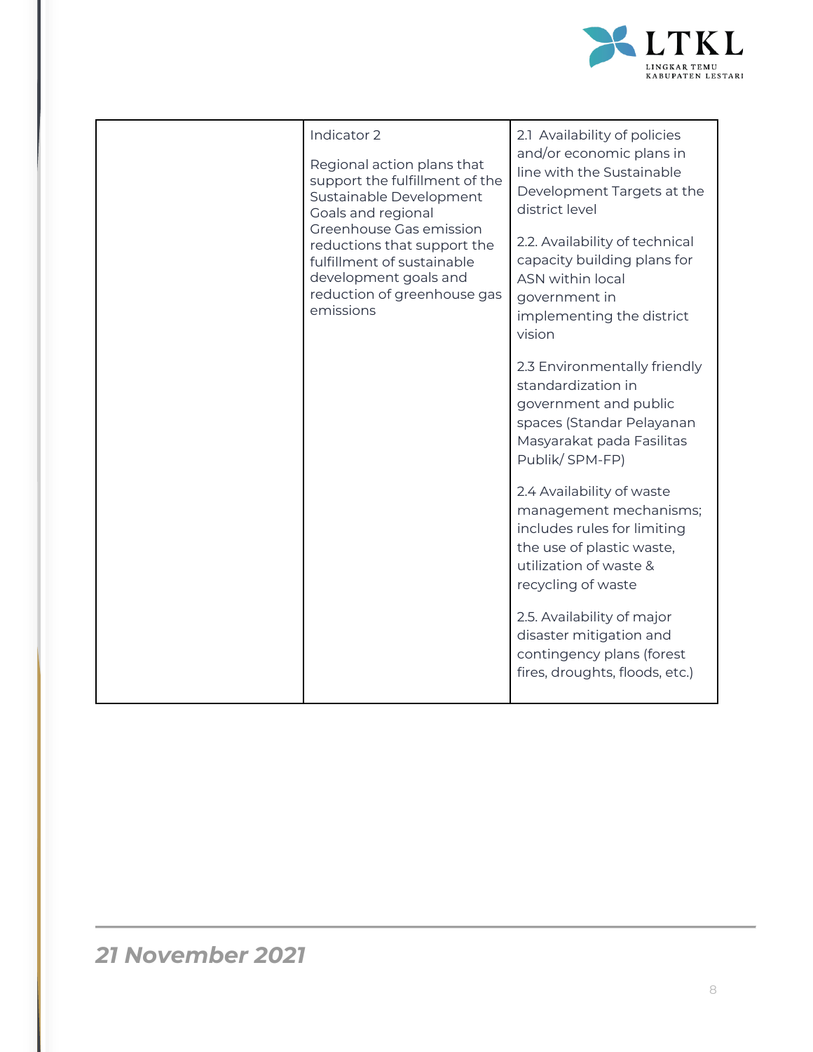| | | |
|---|---|---|
| | Indicator 2<br><br>Regional action plans that support the fulfillment of the Sustainable Development Goals and regional Greenhouse Gas emission reductions that support the fulfillment of sustainable development goals and reduction of greenhouse gas emissions | 2.1 Availability of policies and/or economic plans in line with the Sustainable Development Targets at the district level<br><br>2.2. Availability of technical capacity building plans for ASN within local government in implementing the district vision<br><br>2.3 Environmentally friendly standardization in government and public spaces (Standar Pelayanan Masyarakat pada Fasilitas Publik/ SPM-FP)<br><br>2.4 Availability of waste management mechanisms; includes rules for limiting the use of plastic waste, utilization of waste & recycling of waste<br><br>2.5. Availability of major disaster mitigation and contingency plans (forest fires, droughts, floods, etc.) |

*21 November 2021*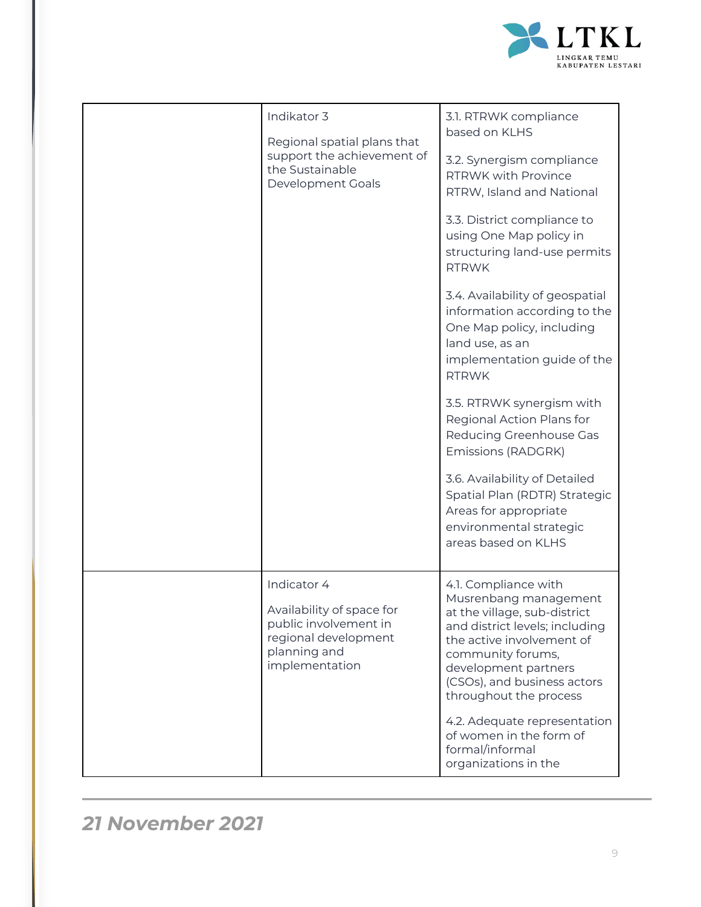| | | |
|---|---|---|
| | Indikator 3<br><br>Regional spatial plans that support the achievement of the Sustainable Development Goals | 3.1. RTRWK compliance based on KLHS<br><br>3.2. Synergism compliance RTRWK with Province RTRW, Island and National<br><br>3.3. District compliance to using One Map policy in structuring land-use permits RTRWK<br><br>3.4. Availability of geospatial information according to the One Map policy, including land use, as an implementation guide of the RTRWK<br><br>3.5. RTRWK synergism with Regional Action Plans for Reducing Greenhouse Gas Emissions (RADGRK)<br><br>3.6. Availability of Detailed Spatial Plan (RDTR) Strategic Areas for appropriate environmental strategic areas based on KLHS |
| | Indicator 4<br><br>Availability of space for public involvement in regional development planning and implementation | 4.1. Compliance with Musrenbang management at the village, sub-district and district levels; including the active involvement of community forums, development partners (CSOs), and business actors throughout the process<br><br>4.2. Adequate representation of women in the form of formal/informal organizations in the |

*21 November 2021*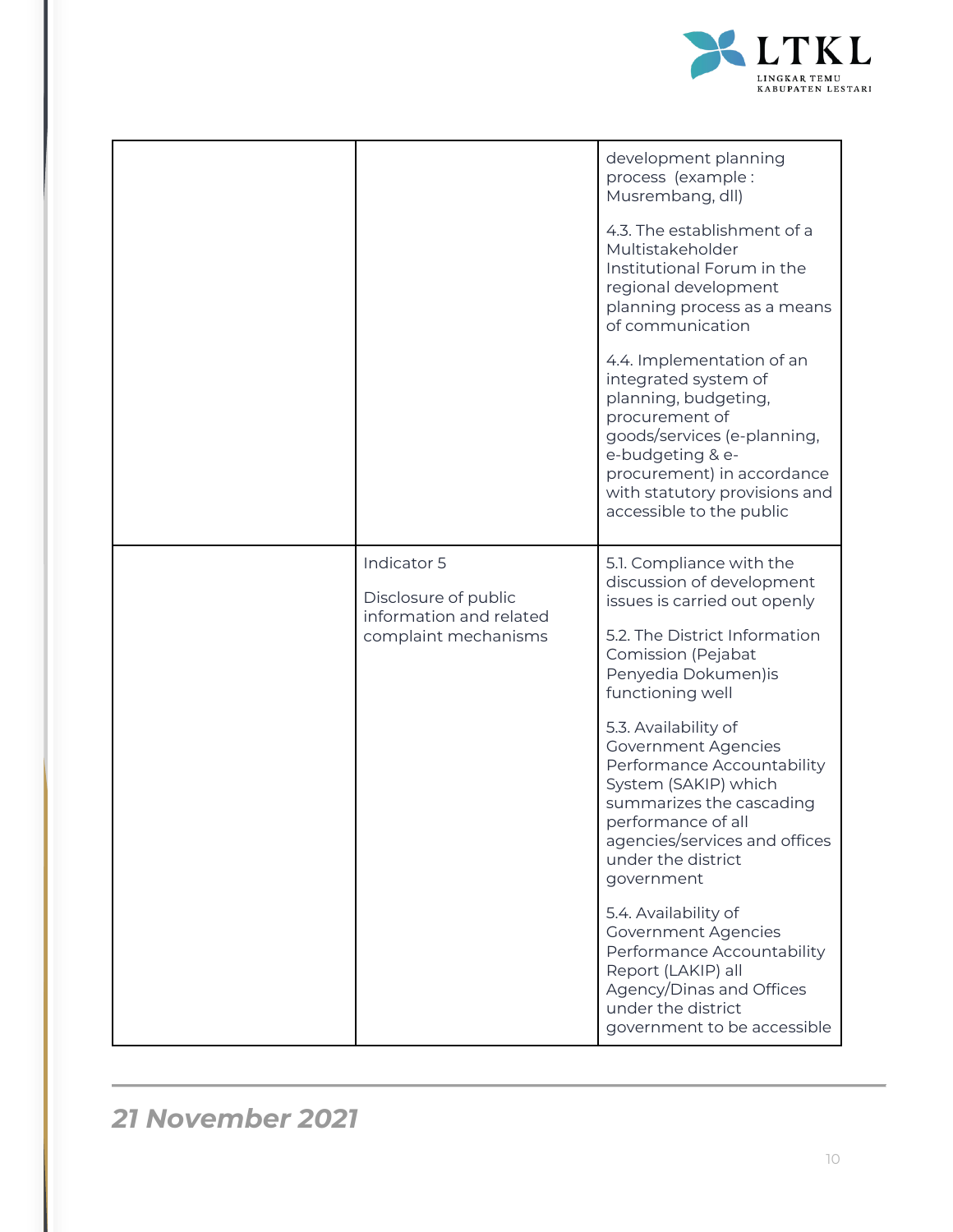| | | |
|---|---|---|
| | | development planning process (example : Musrembang, dll)<br><br>4.3. The establishment of a Multistakeholder Institutional Forum in the regional development planning process as a means of communication<br><br>4.4. Implementation of an integrated system of planning, budgeting, procurement of goods/services (e-planning, e-budgeting & e-procurement) in accordance with statutory provisions and accessible to the public |
| | Indicator 5<br><br>Disclosure of public information and related complaint mechanisms | 5.1. Compliance with the discussion of development issues is carried out openly<br><br>5.2. The District Information Comission (Pejabat Penyedia Dokumen)is functioning well<br><br>5.3. Availability of Government Agencies Performance Accountability System (SAKIP) which summarizes the cascading performance of all agencies/services and offices under the district government<br><br>5.4. Availability of Government Agencies Performance Accountability Report (LAKIP) all Agency/Dinas and Offices under the district government to be accessible |

*21 November 2021*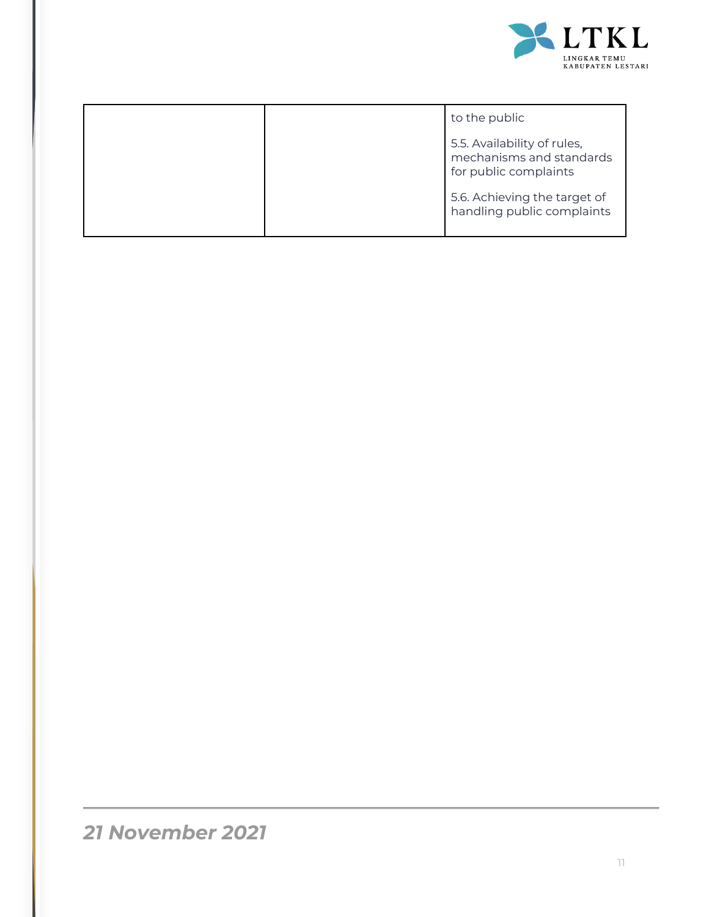|  |  | to the public<br><br>5.5. Availability of rules, mechanisms and standards for public complaints<br><br>5.6. Achieving the target of handling public complaints |
|---|---|---|

*21 November 2021*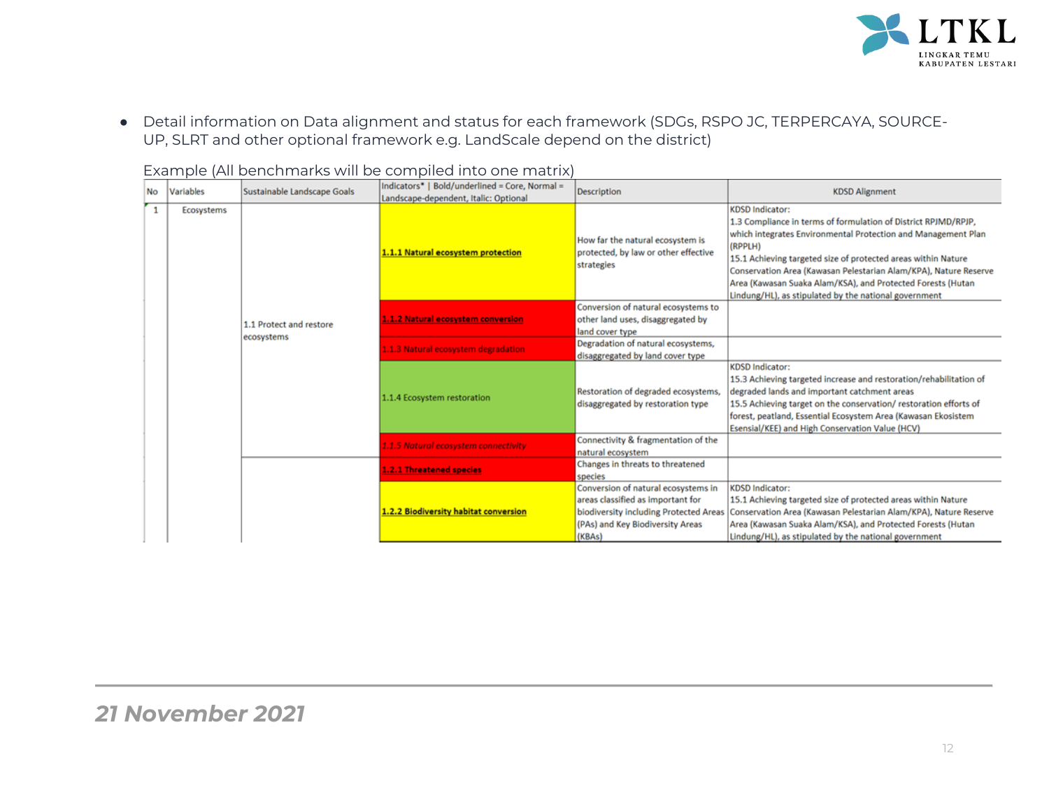- Detail information on Data alignment and status for each framework (SDGs, RSPO JC, TERPERCAYA, SOURCE-UP, SLRT and other optional framework e.g. LandScale depend on the district)

Example (All benchmarks will be compiled into one matrix)

| No | Variables | Sustainable Landscape Goals | Indicators* \| Bold/underlined = Core, Normal = Landscape-dependent, Italic: Optional | Description | KDSD Alignment |
|---|---|---|---|---|---|
| 1 | Ecosystems | 1.1 Protect and restore ecosystems | **1.1.1 Natural ecosystem protection** | How far the natural ecosystem is protected, by law or other effective strategies | KDSD Indicator:<br>1.3 Compliance in terms of formulation of District RPJMD/RPJP, which integrates Environmental Protection and Management Plan (RPPLH)<br>15.1 Achieving targeted size of protected areas within Nature Conservation Area (Kawasan Pelestarian Alam/KPA), Nature Reserve Area (Kawasan Suaka Alam/KSA), and Protected Forests (Hutan Lindung/HL), as stipulated by the national government |
| | | | **1.1.2 Natural ecosystem conversion** | Conversion of natural ecosystems to other land uses, disaggregated by land cover type | |
| | | | 1.1.3 Natural ecosystem degradation | Degradation of natural ecosystems, disaggregated by land cover type | |
| | | | 1.1.4 Ecosystem restoration | Restoration of degraded ecosystems, disaggregated by restoration type | KDSD Indicator:<br>15.3 Achieving targeted increase and restoration/rehabilitation of degraded lands and important catchment areas<br>15.5 Achieving target on the conservation/ restoration efforts of forest, peatland, Essential Ecosystem Area (Kawasan Ekosistem Esensial/KEE) and High Conservation Value (HCV) |
| | | | *1.1.5 Natural ecosystem connectivity* | Connectivity & fragmentation of the natural ecosystem | |
| | | | **1.2.1 Threatened species** | Changes in threats to threatened species | |
| | | | **1.2.2 Biodiversity habitat conversion** | Conversion of natural ecosystems in areas classified as important for biodiversity including Protected Areas (PAs) and Key Biodiversity Areas (KBAs) | KDSD Indicator:<br>15.1 Achieving targeted size of protected areas within Nature Conservation Area (Kawasan Pelestarian Alam/KPA), Nature Reserve Area (Kawasan Suaka Alam/KSA), and Protected Forests (Hutan Lindung/HL), as stipulated by the national government |

*21 November 2021*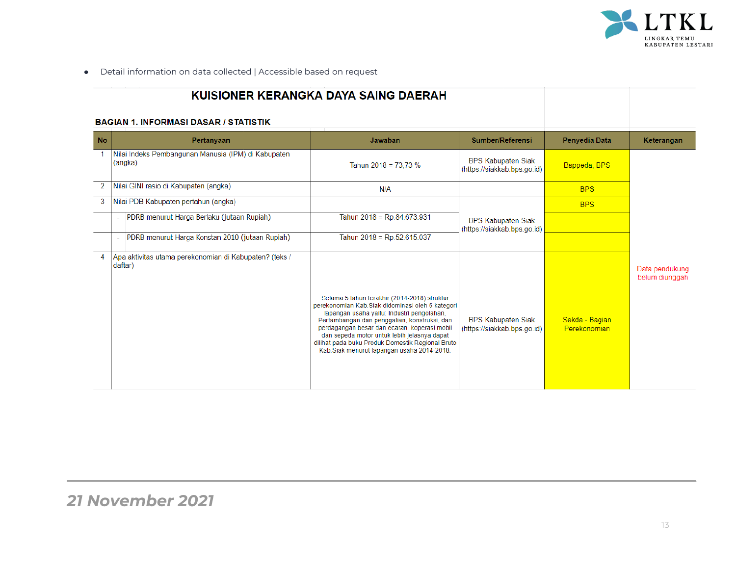- Detail information on data collected | Accessible based on request

## KUISIONER KERANGKA DAYA SAING DAERAH

### BAGIAN 1. INFORMASI DASAR / STATISTIK

| No | Pertanyaan | Jawaban | Sumber/Referensi | Penyedia Data | Keterangan |
|---|---|---|---|---|---|
| 1 | Nilai Indeks Pembangunan Manusia (IPM) di Kabupaten (angka) | Tahun 2018 = 73,73 % | BPS Kabupaten Siak (https://siakkab.bps.go.id) | Bappeda, BPS | Data pendukung belum diunggah |
| 2 | Nilai GINI rasio di Kabupaten (angka) | N/A | | BPS | |
| 3 | Nilai PDB Kabupaten pertahun (angka) | | BPS Kabupaten Siak (https://siakkab.bps.go.id) | BPS | |
| | - PDRB menurut Harga Berlaku (jutaan Rupiah) | Tahun 2018 = Rp.84.673.931 | | | |
| | - PDRB menurut Harga Konstan 2010 (jutaan Rupiah) | Tahun 2018 = Rp.52.615.037 | | | |
| 4 | Apa aktivitas utama perekonomian di Kabupaten? (teks / daftar) | Selama 5 tahun terakhir (2014-2018) struktur perekonomian Kab.Siak didominasi oleh 5 kategori lapangan usaha yaitu: Industri pengolahan, Pertambangan dan penggalian, konstruksi, dan perdagangan besar dan ecaran, koperasi mobil dan sepeda motor untuk lebih jelasnya dapat dilihat pada buku Produk Domestik Regional Bruto Kab.Siak menurut lapangan usaha 2014-2018. | BPS Kabupaten Siak (https://siakkab.bps.go.id) | Sekda - Bagian Perekonomian | |

*21 November 2021*